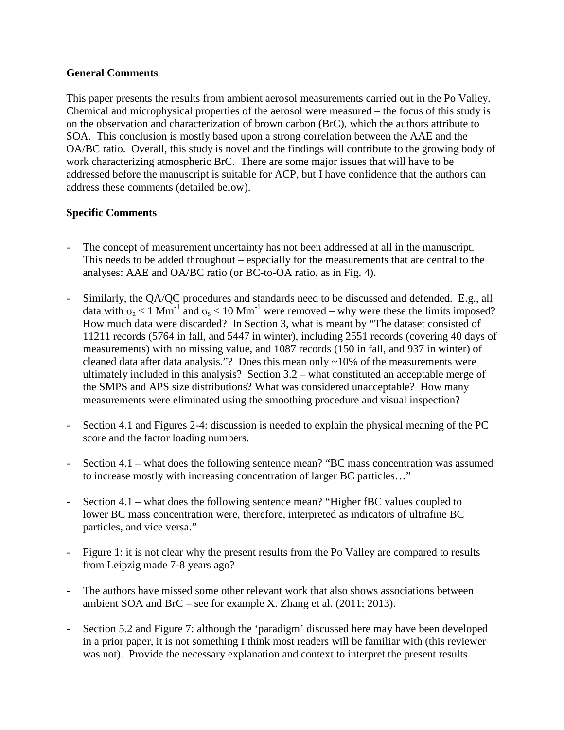**General Comments**

This paper presents the results from ambient aerosol measurements carried out in the Po Valley. Chemical and microphysical properties of the aerosol were measured – the focus of this study is on the observation and characterization of brown carbon (BrC), which the authors attribute to SOA. This conclusion is mostly based upon a strong correlation between the AAE and the OA/BC ratio. Overall, this study is novel and the findings will contribute to the growing body of work characterizing atmospheric BrC. There are some major issues that will have to be addressed before the manuscript is suitable for ACP, but I have confidence that the authors can address these comments (detailed below).

**Specific Comments**

- The concept of measurement uncertainty has not been addressed at all in the manuscript. This needs to be added throughout – especially for the measurements that are central to the analyses: AAE and OA/BC ratio (or BC-to-OA ratio, as in Fig. 4).

- Similarly, the QA/QC procedures and standards need to be discussed and defended. E.g., all data with $\sigma_a < 1\ Mm^{-1}$ and $\sigma_s < 10\ Mm^{-1}$ were removed – why were these the limits imposed? How much data were discarded? In Section 3, what is meant by "The dataset consisted of 11211 records (5764 in fall, and 5447 in winter), including 2551 records (covering 40 days of measurements) with no missing value, and 1087 records (150 in fall, and 937 in winter) of cleaned data after data analysis."? Does this mean only ~10% of the measurements were ultimately included in this analysis? Section 3.2 – what constituted an acceptable merge of the SMPS and APS size distributions? What was considered unacceptable? How many measurements were eliminated using the smoothing procedure and visual inspection?

- Section 4.1 and Figures 2-4: discussion is needed to explain the physical meaning of the PC score and the factor loading numbers.

- Section 4.1 – what does the following sentence mean? "BC mass concentration was assumed to increase mostly with increasing concentration of larger BC particles…"

- Section 4.1 – what does the following sentence mean? "Higher fBC values coupled to lower BC mass concentration were, therefore, interpreted as indicators of ultrafine BC particles, and vice versa."

- Figure 1: it is not clear why the present results from the Po Valley are compared to results from Leipzig made 7-8 years ago?

- The authors have missed some other relevant work that also shows associations between ambient SOA and BrC – see for example X. Zhang et al. (2011; 2013).

- Section 5.2 and Figure 7: although the 'paradigm' discussed here may have been developed in a prior paper, it is not something I think most readers will be familiar with (this reviewer was not). Provide the necessary explanation and context to interpret the present results.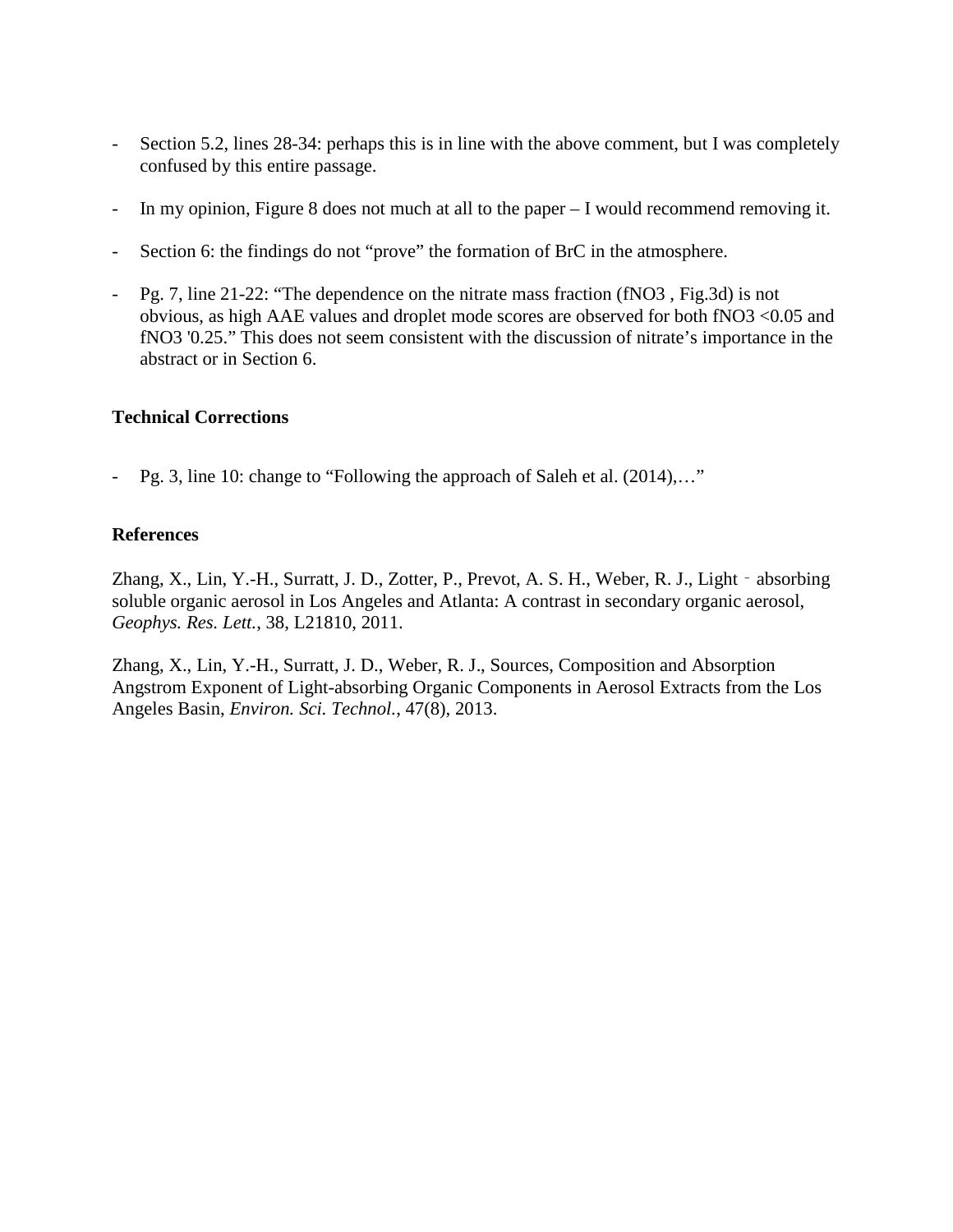- Section 5.2, lines 28-34: perhaps this is in line with the above comment, but I was completely confused by this entire passage.

- In my opinion, Figure 8 does not much at all to the paper – I would recommend removing it.

- Section 6: the findings do not "prove" the formation of BrC in the atmosphere.

- Pg. 7, line 21-22: "The dependence on the nitrate mass fraction (fNO3 , Fig.3d) is not obvious, as high AAE values and droplet mode scores are observed for both fNO3 <0.05 and fNO3 '0.25." This does not seem consistent with the discussion of nitrate's importance in the abstract or in Section 6.

### Technical Corrections

- Pg. 3, line 10: change to "Following the approach of Saleh et al. (2014),…"

### References

Zhang, X., Lin, Y.-H., Surratt, J. D., Zotter, P., Prevot, A. S. H., Weber, R. J., Light‐absorbing soluble organic aerosol in Los Angeles and Atlanta: A contrast in secondary organic aerosol, *Geophys. Res. Lett.*, 38, L21810, 2011.

Zhang, X., Lin, Y.-H., Surratt, J. D., Weber, R. J., Sources, Composition and Absorption Angstrom Exponent of Light-absorbing Organic Components in Aerosol Extracts from the Los Angeles Basin, *Environ. Sci. Technol.*, 47(8), 2013.